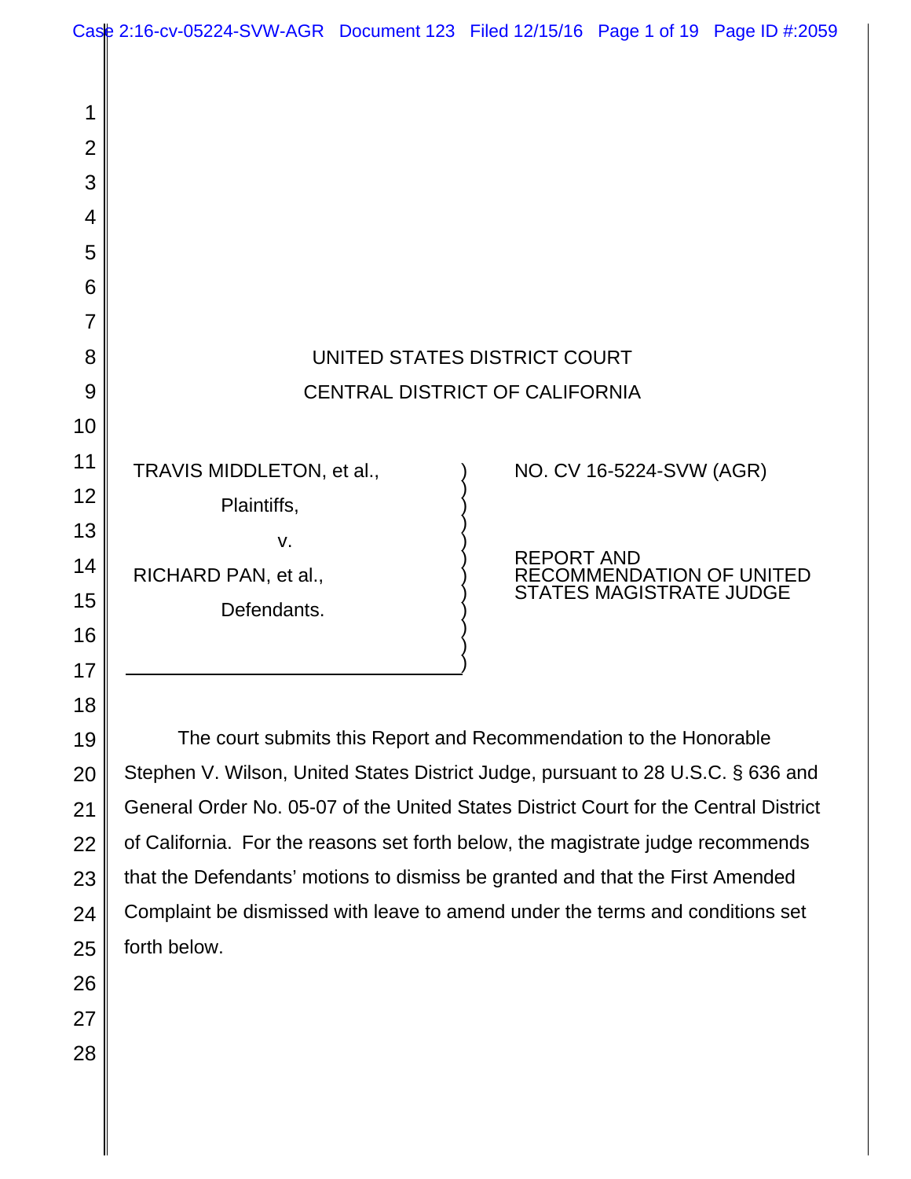UNITED STATES DISTRICT COURT

CENTRAL DISTRICT OF CALIFORNIA

| | |
|---|---|
| TRAVIS MIDDLETON, et al., Plaintiffs, v. RICHARD PAN, et al., Defendants. | NO. CV 16-5224-SVW (AGR) REPORT AND RECOMMENDATION OF UNITED STATES MAGISTRATE JUDGE |

The court submits this Report and Recommendation to the Honorable Stephen V. Wilson, United States District Judge, pursuant to 28 U.S.C. § 636 and General Order No. 05-07 of the United States District Court for the Central District of California. For the reasons set forth below, the magistrate judge recommends that the Defendants' motions to dismiss be granted and that the First Amended Complaint be dismissed with leave to amend under the terms and conditions set forth below.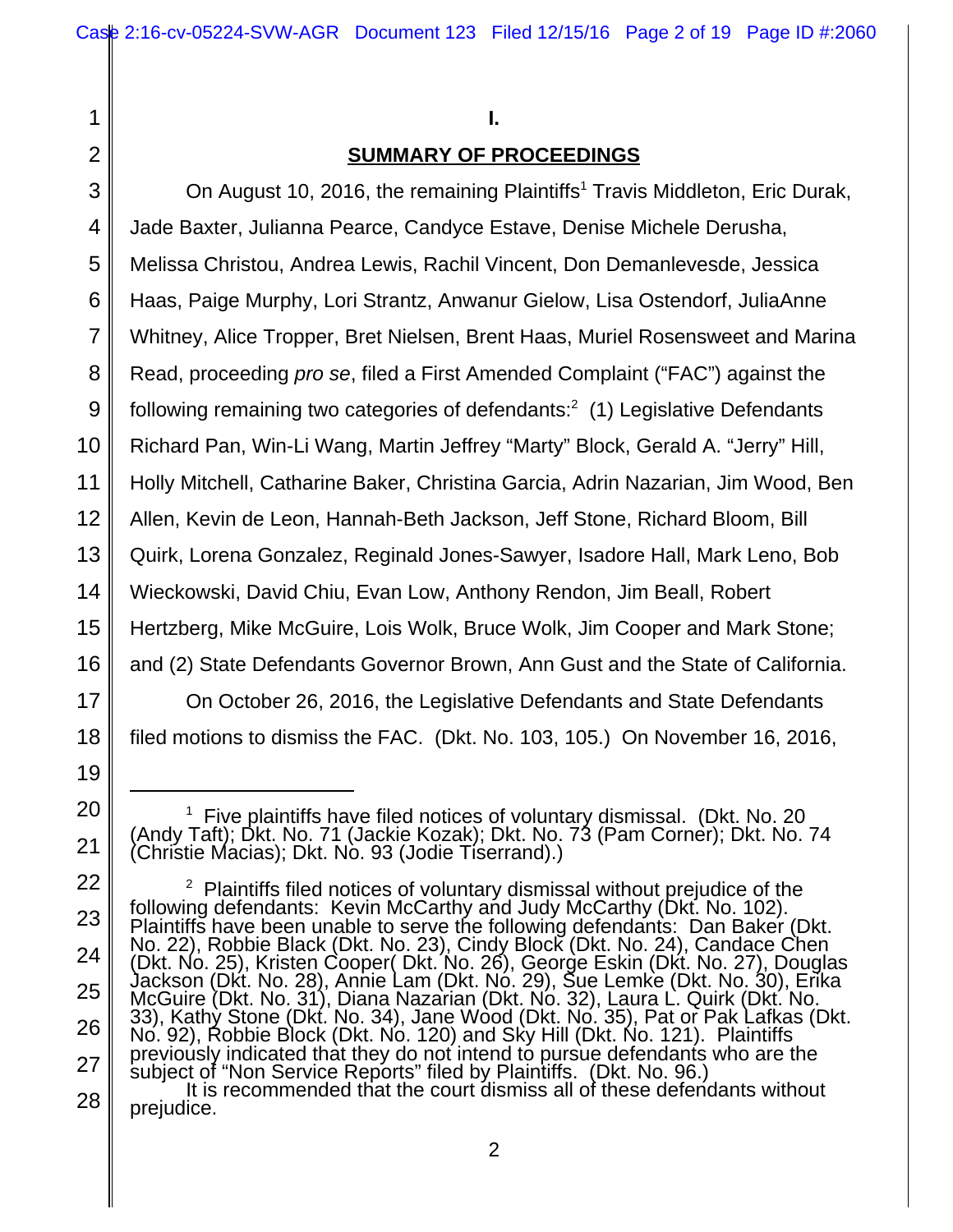# I.

## SUMMARY OF PROCEEDINGS

On August 10, 2016, the remaining Plaintiffs[1] Travis Middleton, Eric Durak, Jade Baxter, Julianna Pearce, Candyce Estave, Denise Michele Derusha, Melissa Christou, Andrea Lewis, Rachil Vincent, Don Demanlevesde, Jessica Haas, Paige Murphy, Lori Strantz, Anwanur Gielow, Lisa Ostendorf, JuliaAnne Whitney, Alice Tropper, Bret Nielsen, Brent Haas, Muriel Rosensweet and Marina Read, proceeding *pro se*, filed a First Amended Complaint ("FAC") against the following remaining two categories of defendants:[2] (1) Legislative Defendants Richard Pan, Win-Li Wang, Martin Jeffrey "Marty" Block, Gerald A. "Jerry" Hill, Holly Mitchell, Catharine Baker, Christina Garcia, Adrin Nazarian, Jim Wood, Ben Allen, Kevin de Leon, Hannah-Beth Jackson, Jeff Stone, Richard Bloom, Bill Quirk, Lorena Gonzalez, Reginald Jones-Sawyer, Isadore Hall, Mark Leno, Bob Wieckowski, David Chiu, Evan Low, Anthony Rendon, Jim Beall, Robert Hertzberg, Mike McGuire, Lois Wolk, Bruce Wolk, Jim Cooper and Mark Stone; and (2) State Defendants Governor Brown, Ann Gust and the State of California.

On October 26, 2016, the Legislative Defendants and State Defendants filed motions to dismiss the FAC. (Dkt. No. 103, 105.) On November 16, 2016,

---

[1] Five plaintiffs have filed notices of voluntary dismissal. (Dkt. No. 20 (Andy Taft); Dkt. No. 71 (Jackie Kozak); Dkt. No. 73 (Pam Corner); Dkt. No. 74 (Christie Macias); Dkt. No. 93 (Jodie Tiserrand).)

[2] Plaintiffs filed notices of voluntary dismissal without prejudice of the following defendants: Kevin McCarthy and Judy McCarthy (Dkt. No. 102). Plaintiffs have been unable to serve the following defendants: Dan Baker (Dkt. No. 22), Robbie Black (Dkt. No. 23), Cindy Block (Dkt. No. 24), Candace Chen (Dkt. No. 25), Kristen Cooper( Dkt. No. 26), George Eskin (Dkt. No. 27), Douglas Jackson (Dkt. No. 28), Annie Lam (Dkt. No. 29), Sue Lemke (Dkt. No. 30), Erika McGuire (Dkt. No. 31), Diana Nazarian (Dkt. No. 32), Laura L. Quirk (Dkt. No. 33), Kathy Stone (Dkt. No. 34), Jane Wood (Dkt. No. 35), Pat or Pak Lafkas (Dkt. No. 92), Robbie Block (Dkt. No. 120) and Sky Hill (Dkt. No. 121). Plaintiffs previously indicated that they do not intend to pursue defendants who are the subject of "Non Service Reports" filed by Plaintiffs. (Dkt. No. 96.)

It is recommended that the court dismiss all of these defendants without prejudice.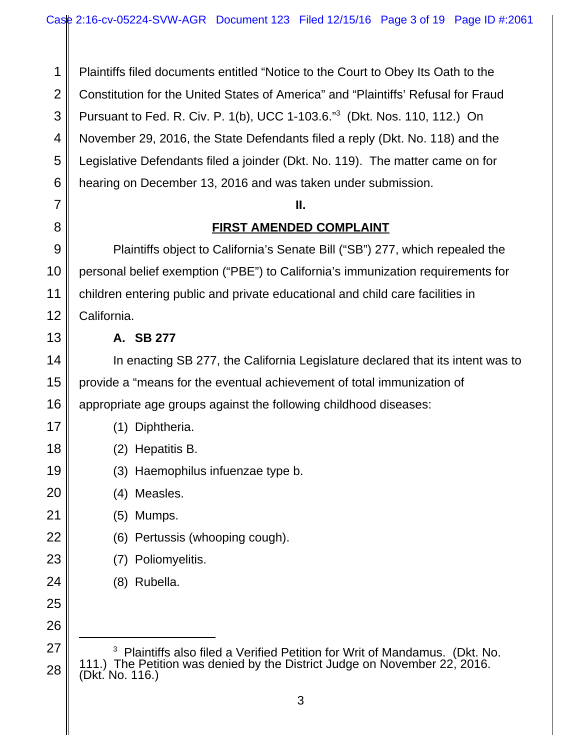Plaintiffs filed documents entitled "Notice to the Court to Obey Its Oath to the Constitution for the United States of America" and "Plaintiffs' Refusal for Fraud Pursuant to Fed. R. Civ. P. 1(b), UCC 1-103.6."[3] (Dkt. Nos. 110, 112.) On November 29, 2016, the State Defendants filed a reply (Dkt. No. 118) and the Legislative Defendants filed a joinder (Dkt. No. 119). The matter came on for hearing on December 13, 2016 and was taken under submission.

## II.

## FIRST AMENDED COMPLAINT

Plaintiffs object to California's Senate Bill ("SB") 277, which repealed the personal belief exemption ("PBE") to California's immunization requirements for children entering public and private educational and child care facilities in California.

### A. SB 277

In enacting SB 277, the California Legislature declared that its intent was to provide a "means for the eventual achievement of total immunization of appropriate age groups against the following childhood diseases:

(1) Diphtheria.

(2) Hepatitis B.

(3) Haemophilus infuenzae type b.

(4) Measles.

(5) Mumps.

(6) Pertussis (whooping cough).

(7) Poliomyelitis.

(8) Rubella.

---

[3] Plaintiffs also filed a Verified Petition for Writ of Mandamus. (Dkt. No. 111.) The Petition was denied by the District Judge on November 22, 2016. (Dkt. No. 116.)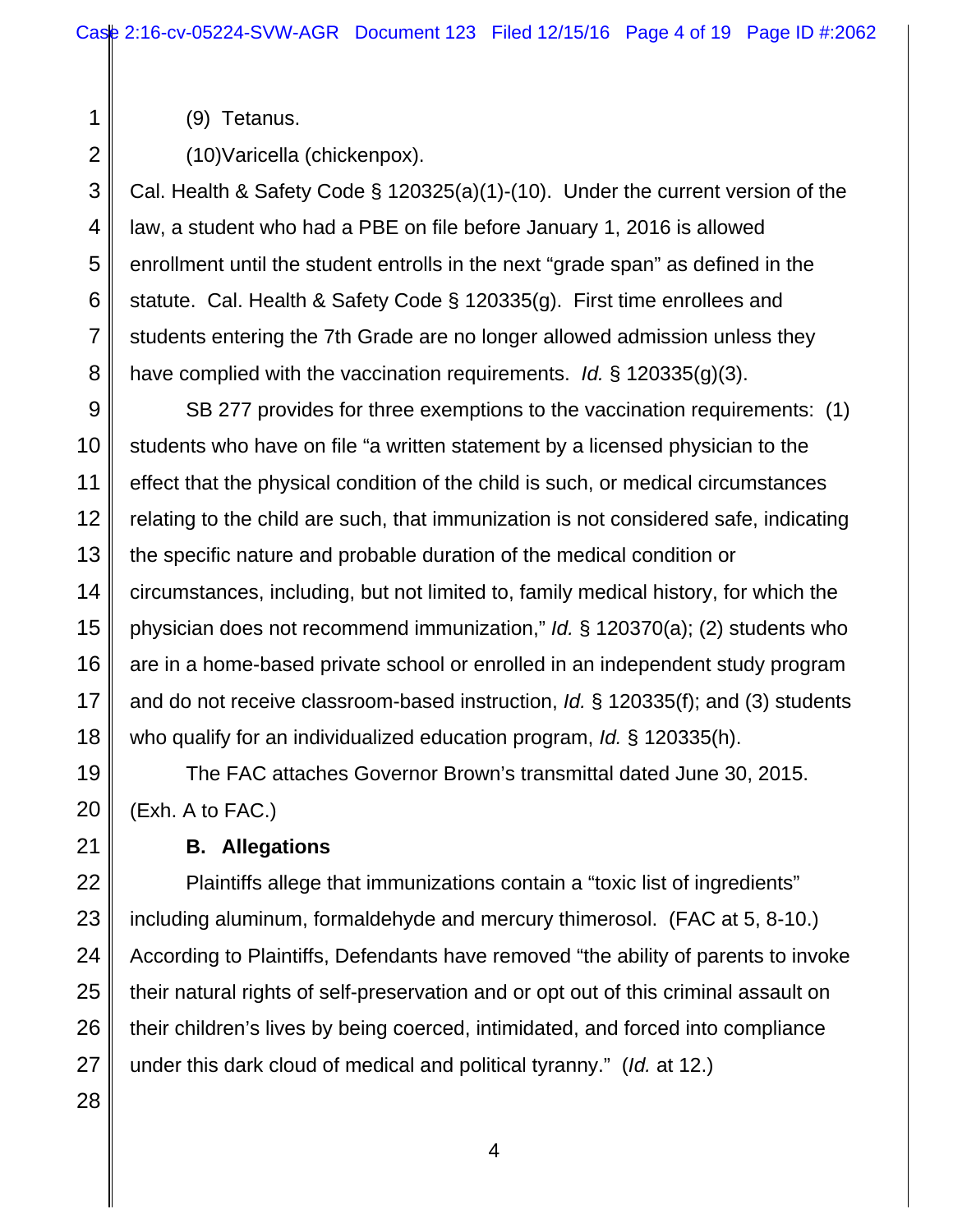(9) Tetanus.

(10)Varicella (chickenpox).

Cal. Health & Safety Code § 120325(a)(1)-(10). Under the current version of the law, a student who had a PBE on file before January 1, 2016 is allowed enrollment until the student entrolls in the next "grade span" as defined in the statute. Cal. Health & Safety Code § 120335(g). First time enrollees and students entering the 7th Grade are no longer allowed admission unless they have complied with the vaccination requirements. *Id.* § 120335(g)(3).

SB 277 provides for three exemptions to the vaccination requirements: (1) students who have on file "a written statement by a licensed physician to the effect that the physical condition of the child is such, or medical circumstances relating to the child are such, that immunization is not considered safe, indicating the specific nature and probable duration of the medical condition or circumstances, including, but not limited to, family medical history, for which the physician does not recommend immunization," *Id.* § 120370(a); (2) students who are in a home-based private school or enrolled in an independent study program and do not receive classroom-based instruction, *Id.* § 120335(f); and (3) students who qualify for an individualized education program, *Id.* § 120335(h).

The FAC attaches Governor Brown's transmittal dated June 30, 2015. (Exh. A to FAC.)

**B. Allegations**

Plaintiffs allege that immunizations contain a "toxic list of ingredients" including aluminum, formaldehyde and mercury thimerosol. (FAC at 5, 8-10.) According to Plaintiffs, Defendants have removed "the ability of parents to invoke their natural rights of self-preservation and or opt out of this criminal assault on their children's lives by being coerced, intimidated, and forced into compliance under this dark cloud of medical and political tyranny." (*Id.* at 12.)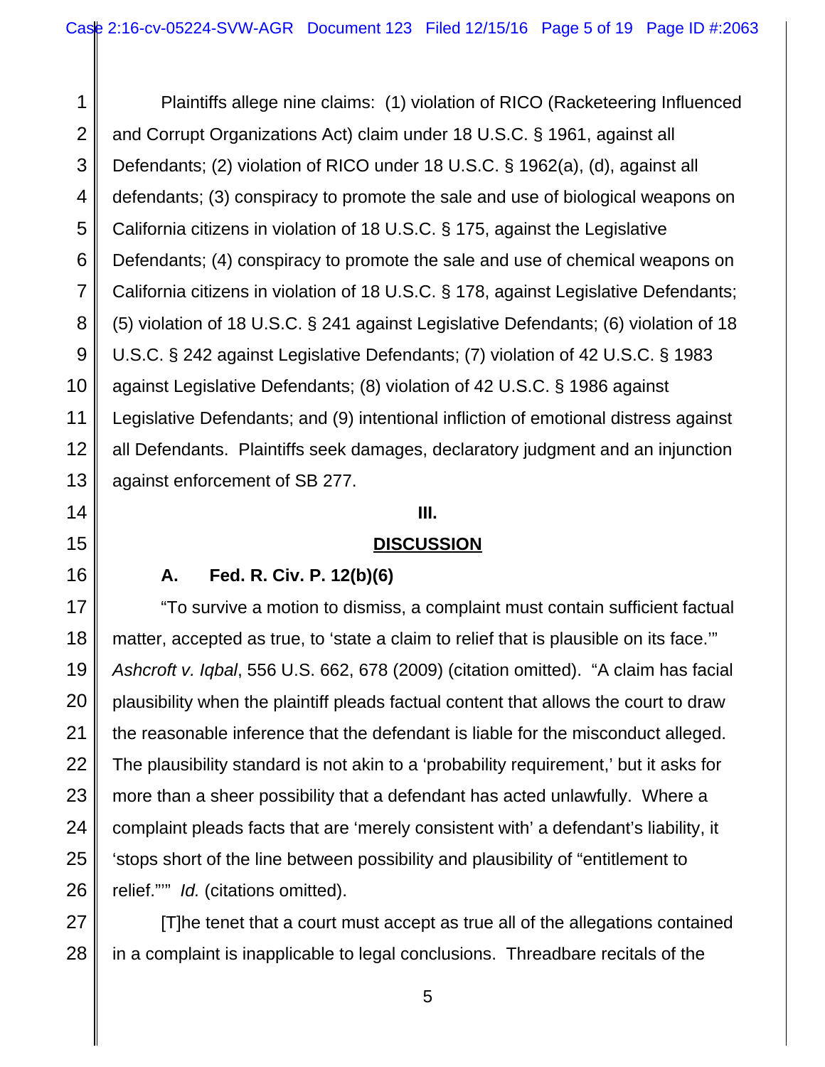Plaintiffs allege nine claims: (1) violation of RICO (Racketeering Influenced and Corrupt Organizations Act) claim under 18 U.S.C. § 1961, against all Defendants; (2) violation of RICO under 18 U.S.C. § 1962(a), (d), against all defendants; (3) conspiracy to promote the sale and use of biological weapons on California citizens in violation of 18 U.S.C. § 175, against the Legislative Defendants; (4) conspiracy to promote the sale and use of chemical weapons on California citizens in violation of 18 U.S.C. § 178, against Legislative Defendants; (5) violation of 18 U.S.C. § 241 against Legislative Defendants; (6) violation of 18 U.S.C. § 242 against Legislative Defendants; (7) violation of 42 U.S.C. § 1983 against Legislative Defendants; (8) violation of 42 U.S.C. § 1986 against Legislative Defendants; and (9) intentional infliction of emotional distress against all Defendants. Plaintiffs seek damages, declaratory judgment and an injunction against enforcement of SB 277.

## III.

## DISCUSSION

### A. Fed. R. Civ. P. 12(b)(6)

"To survive a motion to dismiss, a complaint must contain sufficient factual matter, accepted as true, to 'state a claim to relief that is plausible on its face.'" *Ashcroft v. Iqbal*, 556 U.S. 662, 678 (2009) (citation omitted). "A claim has facial plausibility when the plaintiff pleads factual content that allows the court to draw the reasonable inference that the defendant is liable for the misconduct alleged. The plausibility standard is not akin to a 'probability requirement,' but it asks for more than a sheer possibility that a defendant has acted unlawfully. Where a complaint pleads facts that are 'merely consistent with' a defendant's liability, it 'stops short of the line between possibility and plausibility of "entitlement to relief."'" *Id.* (citations omitted).

[T]he tenet that a court must accept as true all of the allegations contained in a complaint is inapplicable to legal conclusions. Threadbare recitals of the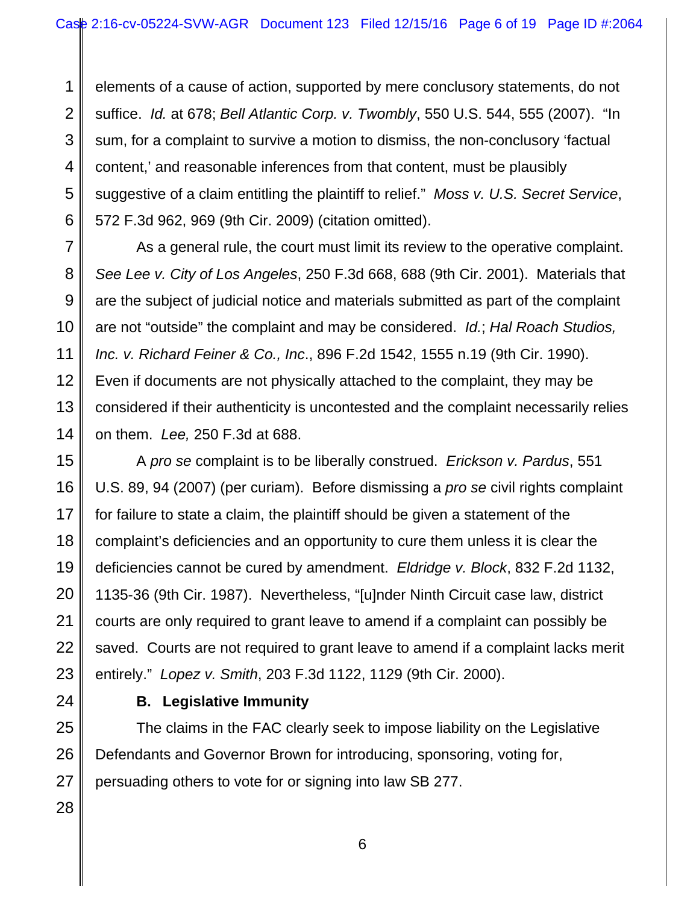elements of a cause of action, supported by mere conclusory statements, do not suffice. *Id.* at 678; *Bell Atlantic Corp. v. Twombly*, 550 U.S. 544, 555 (2007). "In sum, for a complaint to survive a motion to dismiss, the non-conclusory 'factual content,' and reasonable inferences from that content, must be plausibly suggestive of a claim entitling the plaintiff to relief." *Moss v. U.S. Secret Service*, 572 F.3d 962, 969 (9th Cir. 2009) (citation omitted).

As a general rule, the court must limit its review to the operative complaint. *See Lee v. City of Los Angeles*, 250 F.3d 668, 688 (9th Cir. 2001). Materials that are the subject of judicial notice and materials submitted as part of the complaint are not "outside" the complaint and may be considered. *Id.*; *Hal Roach Studios, Inc. v. Richard Feiner & Co., Inc*., 896 F.2d 1542, 1555 n.19 (9th Cir. 1990). Even if documents are not physically attached to the complaint, they may be considered if their authenticity is uncontested and the complaint necessarily relies on them. *Lee,* 250 F.3d at 688.

A *pro se* complaint is to be liberally construed. *Erickson v. Pardus*, 551 U.S. 89, 94 (2007) (per curiam). Before dismissing a *pro se* civil rights complaint for failure to state a claim, the plaintiff should be given a statement of the complaint's deficiencies and an opportunity to cure them unless it is clear the deficiencies cannot be cured by amendment. *Eldridge v. Block*, 832 F.2d 1132, 1135-36 (9th Cir. 1987). Nevertheless, "[u]nder Ninth Circuit case law, district courts are only required to grant leave to amend if a complaint can possibly be saved. Courts are not required to grant leave to amend if a complaint lacks merit entirely." *Lopez v. Smith*, 203 F.3d 1122, 1129 (9th Cir. 2000).

**B. Legislative Immunity**

The claims in the FAC clearly seek to impose liability on the Legislative Defendants and Governor Brown for introducing, sponsoring, voting for, persuading others to vote for or signing into law SB 277.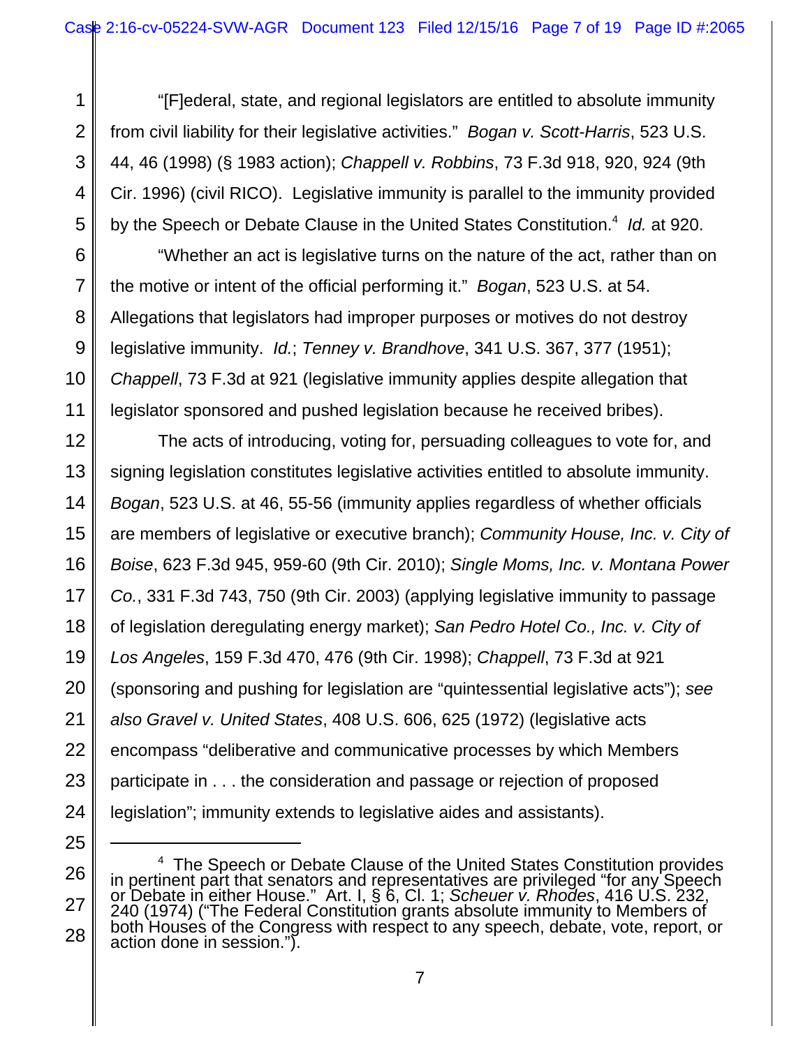"[F]ederal, state, and regional legislators are entitled to absolute immunity from civil liability for their legislative activities." *Bogan v. Scott-Harris*, 523 U.S. 44, 46 (1998) (§ 1983 action); *Chappell v. Robbins*, 73 F.3d 918, 920, 924 (9th Cir. 1996) (civil RICO). Legislative immunity is parallel to the immunity provided by the Speech or Debate Clause in the United States Constitution.[4] *Id.* at 920.

"Whether an act is legislative turns on the nature of the act, rather than on the motive or intent of the official performing it." *Bogan*, 523 U.S. at 54. Allegations that legislators had improper purposes or motives do not destroy legislative immunity. *Id.*; *Tenney v. Brandhove*, 341 U.S. 367, 377 (1951); *Chappell*, 73 F.3d at 921 (legislative immunity applies despite allegation that legislator sponsored and pushed legislation because he received bribes).

The acts of introducing, voting for, persuading colleagues to vote for, and signing legislation constitutes legislative activities entitled to absolute immunity. *Bogan*, 523 U.S. at 46, 55-56 (immunity applies regardless of whether officials are members of legislative or executive branch); *Community House, Inc. v. City of Boise*, 623 F.3d 945, 959-60 (9th Cir. 2010); *Single Moms, Inc. v. Montana Power Co.*, 331 F.3d 743, 750 (9th Cir. 2003) (applying legislative immunity to passage of legislation deregulating energy market); *San Pedro Hotel Co., Inc. v. City of Los Angeles*, 159 F.3d 470, 476 (9th Cir. 1998); *Chappell*, 73 F.3d at 921 (sponsoring and pushing for legislation are "quintessential legislative acts"); *see also Gravel v. United States*, 408 U.S. 606, 625 (1972) (legislative acts encompass "deliberative and communicative processes by which Members participate in . . . the consideration and passage or rejection of proposed legislation"; immunity extends to legislative aides and assistants).

---

[4] The Speech or Debate Clause of the United States Constitution provides in pertinent part that senators and representatives are privileged "for any Speech or Debate in either House." Art. I, § 6, Cl. 1; *Scheuer v. Rhodes*, 416 U.S. 232, 240 (1974) ("The Federal Constitution grants absolute immunity to Members of both Houses of the Congress with respect to any speech, debate, vote, report, or action done in session.").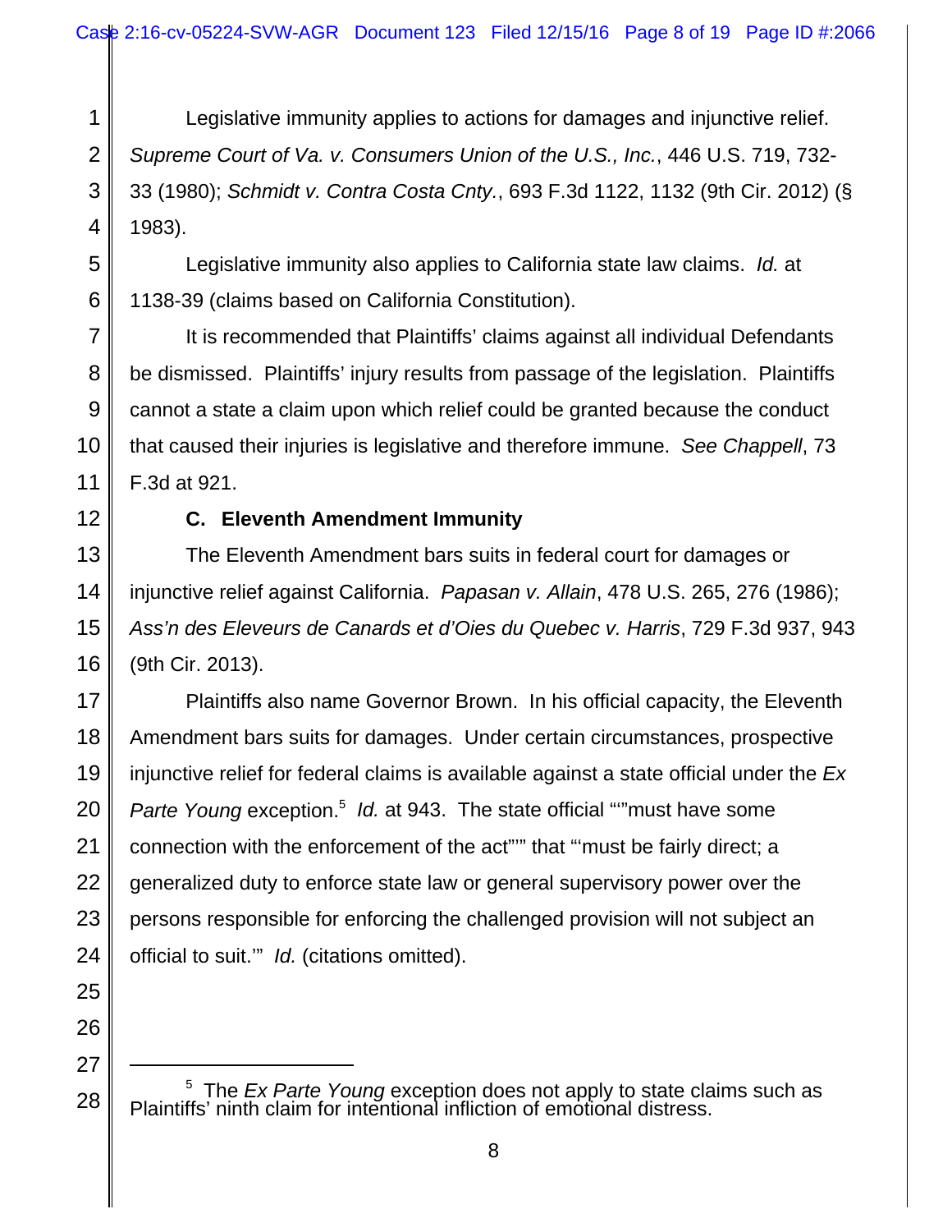Legislative immunity applies to actions for damages and injunctive relief. *Supreme Court of Va. v. Consumers Union of the U.S., Inc.*, 446 U.S. 719, 732-33 (1980); *Schmidt v. Contra Costa Cnty.*, 693 F.3d 1122, 1132 (9th Cir. 2012) (§ 1983).

Legislative immunity also applies to California state law claims. *Id.* at 1138-39 (claims based on California Constitution).

It is recommended that Plaintiffs' claims against all individual Defendants be dismissed. Plaintiffs' injury results from passage of the legislation. Plaintiffs cannot a state a claim upon which relief could be granted because the conduct that caused their injuries is legislative and therefore immune. *See Chappell*, 73 F.3d at 921.

**C. Eleventh Amendment Immunity**

The Eleventh Amendment bars suits in federal court for damages or injunctive relief against California. *Papasan v. Allain*, 478 U.S. 265, 276 (1986); *Ass'n des Eleveurs de Canards et d'Oies du Quebec v. Harris*, 729 F.3d 937, 943 (9th Cir. 2013).

Plaintiffs also name Governor Brown. In his official capacity, the Eleventh Amendment bars suits for damages. Under certain circumstances, prospective injunctive relief for federal claims is available against a state official under the *Ex Parte Young* exception.[5] *Id.* at 943. The state official "'"must have some connection with the enforcement of the act"'" that "'must be fairly direct; a generalized duty to enforce state law or general supervisory power over the persons responsible for enforcing the challenged provision will not subject an official to suit.'" *Id.* (citations omitted).

---

[5] The *Ex Parte Young* exception does not apply to state claims such as Plaintiffs' ninth claim for intentional infliction of emotional distress.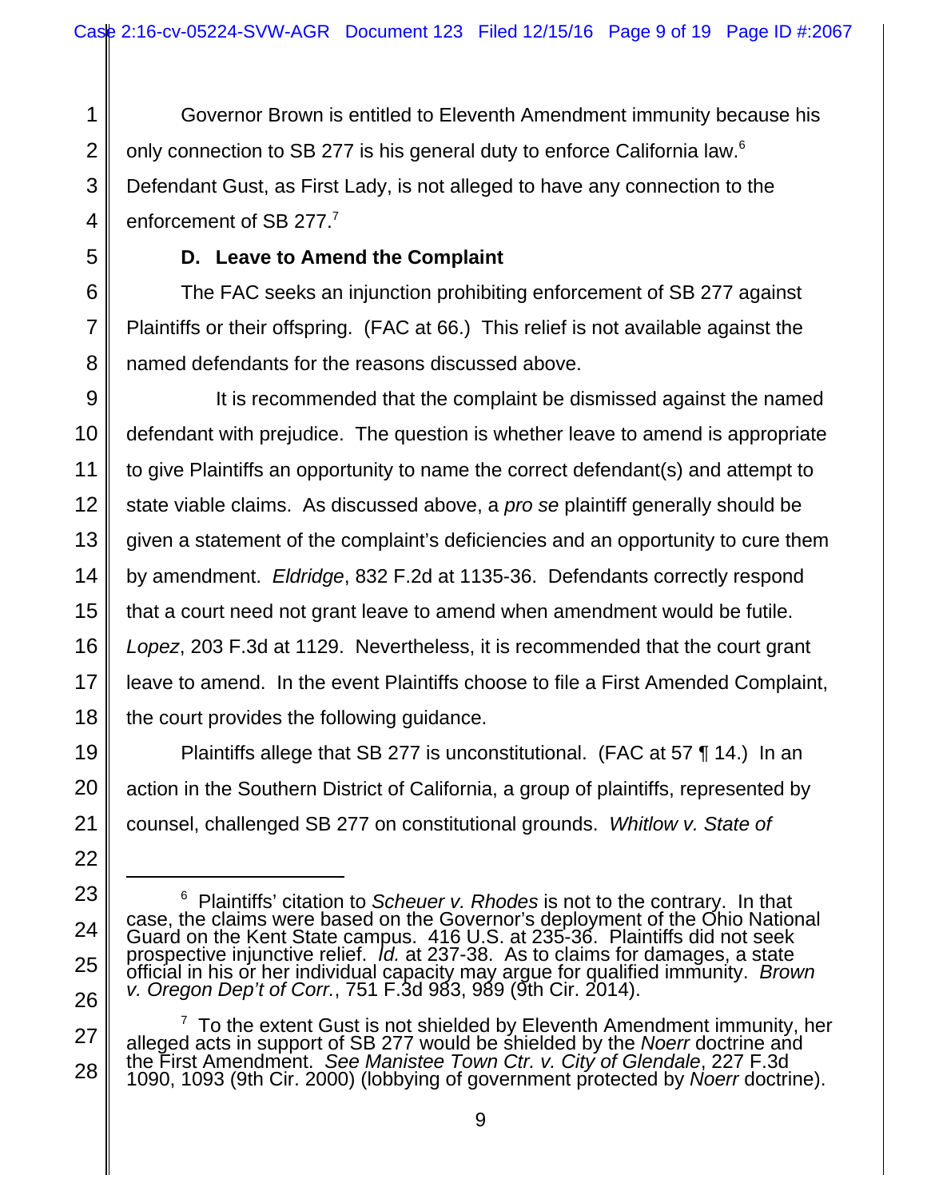Governor Brown is entitled to Eleventh Amendment immunity because his only connection to SB 277 is his general duty to enforce California law.[6] Defendant Gust, as First Lady, is not alleged to have any connection to the enforcement of SB 277.[7]

### D. Leave to Amend the Complaint

The FAC seeks an injunction prohibiting enforcement of SB 277 against Plaintiffs or their offspring. (FAC at 66.) This relief is not available against the named defendants for the reasons discussed above.

It is recommended that the complaint be dismissed against the named defendant with prejudice. The question is whether leave to amend is appropriate to give Plaintiffs an opportunity to name the correct defendant(s) and attempt to state viable claims. As discussed above, a *pro se* plaintiff generally should be given a statement of the complaint's deficiencies and an opportunity to cure them by amendment. *Eldridge*, 832 F.2d at 1135-36. Defendants correctly respond that a court need not grant leave to amend when amendment would be futile. *Lopez*, 203 F.3d at 1129. Nevertheless, it is recommended that the court grant leave to amend. In the event Plaintiffs choose to file a First Amended Complaint, the court provides the following guidance.

Plaintiffs allege that SB 277 is unconstitutional. (FAC at 57 ¶ 14.) In an action in the Southern District of California, a group of plaintiffs, represented by counsel, challenged SB 277 on constitutional grounds. *Whitlow v. State of*

---

[6] Plaintiffs' citation to *Scheuer v. Rhodes* is not to the contrary. In that case, the claims were based on the Governor's deployment of the Ohio National Guard on the Kent State campus. 416 U.S. at 235-36. Plaintiffs did not seek prospective injunctive relief. *Id.* at 237-38. As to claims for damages, a state official in his or her individual capacity may argue for qualified immunity. *Brown v. Oregon Dep't of Corr.*, 751 F.3d 983, 989 (9th Cir. 2014).

[7] To the extent Gust is not shielded by Eleventh Amendment immunity, her alleged acts in support of SB 277 would be shielded by the *Noerr* doctrine and the First Amendment. *See Manistee Town Ctr. v. City of Glendale*, 227 F.3d 1090, 1093 (9th Cir. 2000) (lobbying of government protected by *Noerr* doctrine).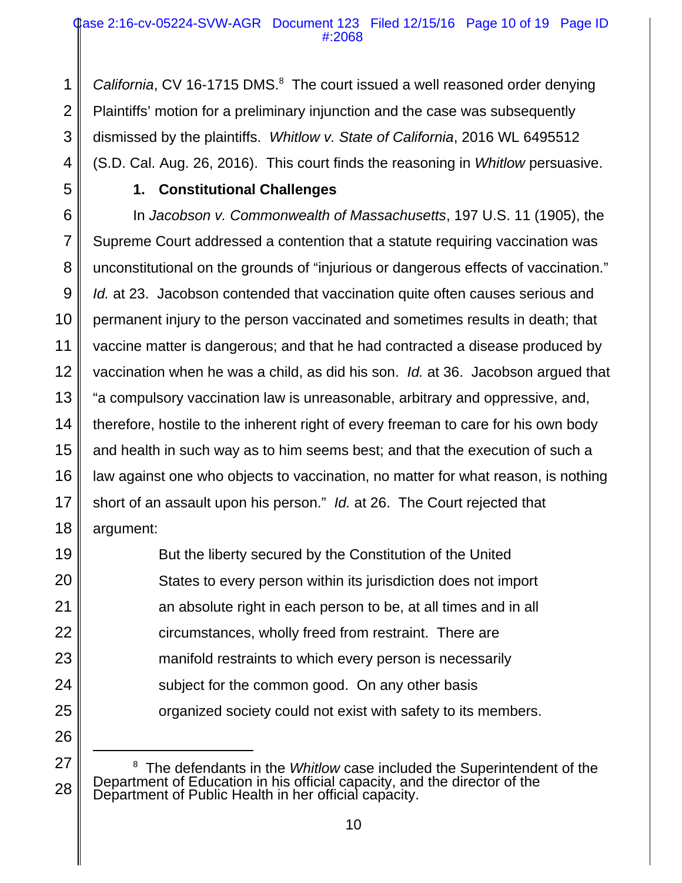*California*, CV 16-1715 DMS.[8] The court issued a well reasoned order denying Plaintiffs' motion for a preliminary injunction and the case was subsequently dismissed by the plaintiffs. *Whitlow v. State of California*, 2016 WL 6495512 (S.D. Cal. Aug. 26, 2016). This court finds the reasoning in *Whitlow* persuasive.

**1. Constitutional Challenges**

In *Jacobson v. Commonwealth of Massachusetts*, 197 U.S. 11 (1905), the Supreme Court addressed a contention that a statute requiring vaccination was unconstitutional on the grounds of "injurious or dangerous effects of vaccination." *Id.* at 23. Jacobson contended that vaccination quite often causes serious and permanent injury to the person vaccinated and sometimes results in death; that vaccine matter is dangerous; and that he had contracted a disease produced by vaccination when he was a child, as did his son. *Id.* at 36. Jacobson argued that "a compulsory vaccination law is unreasonable, arbitrary and oppressive, and, therefore, hostile to the inherent right of every freeman to care for his own body and health in such way as to him seems best; and that the execution of such a law against one who objects to vaccination, no matter for what reason, is nothing short of an assault upon his person." *Id.* at 26. The Court rejected that argument:

> But the liberty secured by the Constitution of the United States to every person within its jurisdiction does not import an absolute right in each person to be, at all times and in all circumstances, wholly freed from restraint. There are manifold restraints to which every person is necessarily subject for the common good. On any other basis organized society could not exist with safety to its members.

---

[8] The defendants in the *Whitlow* case included the Superintendent of the Department of Education in his official capacity, and the director of the Department of Public Health in her official capacity.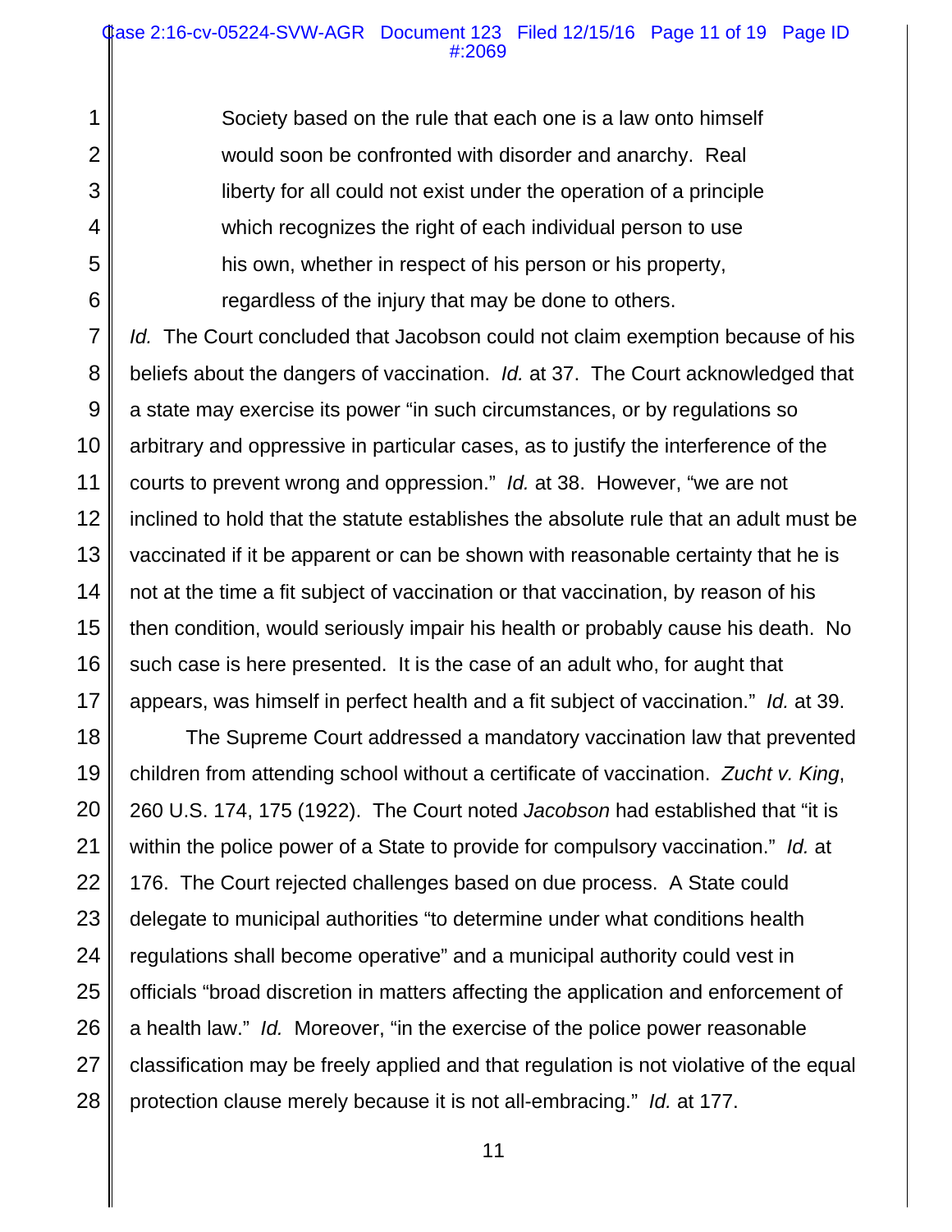> Society based on the rule that each one is a law onto himself would soon be confronted with disorder and anarchy. Real liberty for all could not exist under the operation of a principle which recognizes the right of each individual person to use his own, whether in respect of his person or his property, regardless of the injury that may be done to others.

*Id.* The Court concluded that Jacobson could not claim exemption because of his beliefs about the dangers of vaccination. *Id.* at 37. The Court acknowledged that a state may exercise its power "in such circumstances, or by regulations so arbitrary and oppressive in particular cases, as to justify the interference of the courts to prevent wrong and oppression." *Id.* at 38. However, "we are not inclined to hold that the statute establishes the absolute rule that an adult must be vaccinated if it be apparent or can be shown with reasonable certainty that he is not at the time a fit subject of vaccination or that vaccination, by reason of his then condition, would seriously impair his health or probably cause his death. No such case is here presented. It is the case of an adult who, for aught that appears, was himself in perfect health and a fit subject of vaccination." *Id.* at 39.

The Supreme Court addressed a mandatory vaccination law that prevented children from attending school without a certificate of vaccination. *Zucht v. King*, 260 U.S. 174, 175 (1922). The Court noted *Jacobson* had established that "it is within the police power of a State to provide for compulsory vaccination." *Id.* at 176. The Court rejected challenges based on due process. A State could delegate to municipal authorities "to determine under what conditions health regulations shall become operative" and a municipal authority could vest in officials "broad discretion in matters affecting the application and enforcement of a health law." *Id.* Moreover, "in the exercise of the police power reasonable classification may be freely applied and that regulation is not violative of the equal protection clause merely because it is not all-embracing." *Id.* at 177.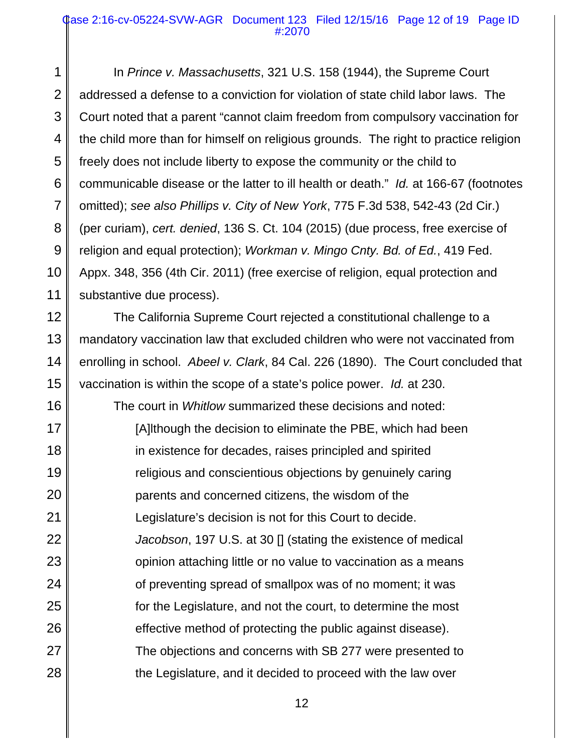In *Prince v. Massachusetts*, 321 U.S. 158 (1944), the Supreme Court addressed a defense to a conviction for violation of state child labor laws. The Court noted that a parent "cannot claim freedom from compulsory vaccination for the child more than for himself on religious grounds. The right to practice religion freely does not include liberty to expose the community or the child to communicable disease or the latter to ill health or death." *Id.* at 166-67 (footnotes omitted); *see also Phillips v. City of New York*, 775 F.3d 538, 542-43 (2d Cir.) (per curiam), *cert. denied*, 136 S. Ct. 104 (2015) (due process, free exercise of religion and equal protection); *Workman v. Mingo Cnty. Bd. of Ed.*, 419 Fed. Appx. 348, 356 (4th Cir. 2011) (free exercise of religion, equal protection and substantive due process).

The California Supreme Court rejected a constitutional challenge to a mandatory vaccination law that excluded children who were not vaccinated from enrolling in school. *Abeel v. Clark*, 84 Cal. 226 (1890). The Court concluded that vaccination is within the scope of a state's police power. *Id.* at 230.

The court in *Whitlow* summarized these decisions and noted:

> [A]lthough the decision to eliminate the PBE, which had been in existence for decades, raises principled and spirited religious and conscientious objections by genuinely caring parents and concerned citizens, the wisdom of the Legislature's decision is not for this Court to decide. *Jacobson*, 197 U.S. at 30 [] (stating the existence of medical opinion attaching little or no value to vaccination as a means of preventing spread of smallpox was of no moment; it was for the Legislature, and not the court, to determine the most effective method of protecting the public against disease). The objections and concerns with SB 277 were presented to the Legislature, and it decided to proceed with the law over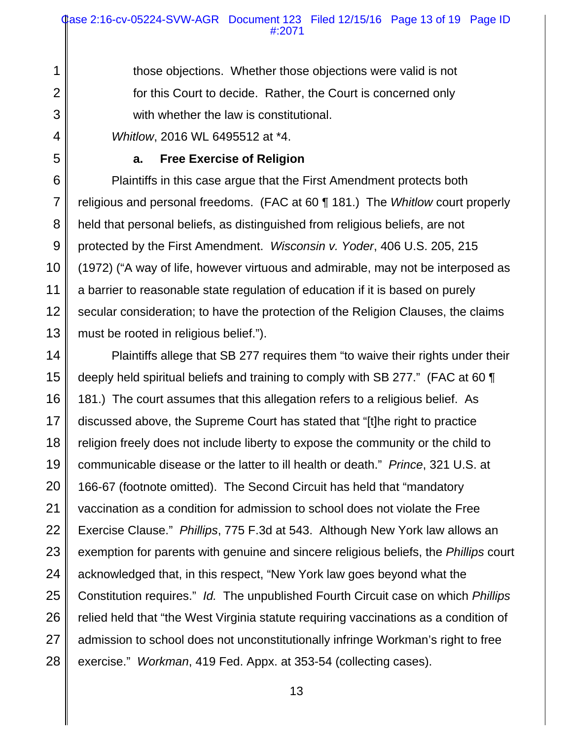> those objections. Whether those objections were valid is not for this Court to decide. Rather, the Court is concerned only with whether the law is constitutional.

*Whitlow*, 2016 WL 6495512 at *4.

**a. Free Exercise of Religion**

Plaintiffs in this case argue that the First Amendment protects both religious and personal freedoms. (FAC at 60 ¶ 181.) The *Whitlow* court properly held that personal beliefs, as distinguished from religious beliefs, are not protected by the First Amendment. *Wisconsin v. Yoder*, 406 U.S. 205, 215 (1972) ("A way of life, however virtuous and admirable, may not be interposed as a barrier to reasonable state regulation of education if it is based on purely secular consideration; to have the protection of the Religion Clauses, the claims must be rooted in religious belief.").

Plaintiffs allege that SB 277 requires them "to waive their rights under their deeply held spiritual beliefs and training to comply with SB 277." (FAC at 60 ¶ 181.) The court assumes that this allegation refers to a religious belief. As discussed above, the Supreme Court has stated that "[t]he right to practice religion freely does not include liberty to expose the community or the child to communicable disease or the latter to ill health or death." *Prince*, 321 U.S. at 166-67 (footnote omitted). The Second Circuit has held that "mandatory vaccination as a condition for admission to school does not violate the Free Exercise Clause." *Phillips*, 775 F.3d at 543. Although New York law allows an exemption for parents with genuine and sincere religious beliefs, the *Phillips* court acknowledged that, in this respect, "New York law goes beyond what the Constitution requires." *Id.* The unpublished Fourth Circuit case on which *Phillips* relied held that "the West Virginia statute requiring vaccinations as a condition of admission to school does not unconstitutionally infringe Workman's right to free exercise." *Workman*, 419 Fed. Appx. at 353-54 (collecting cases).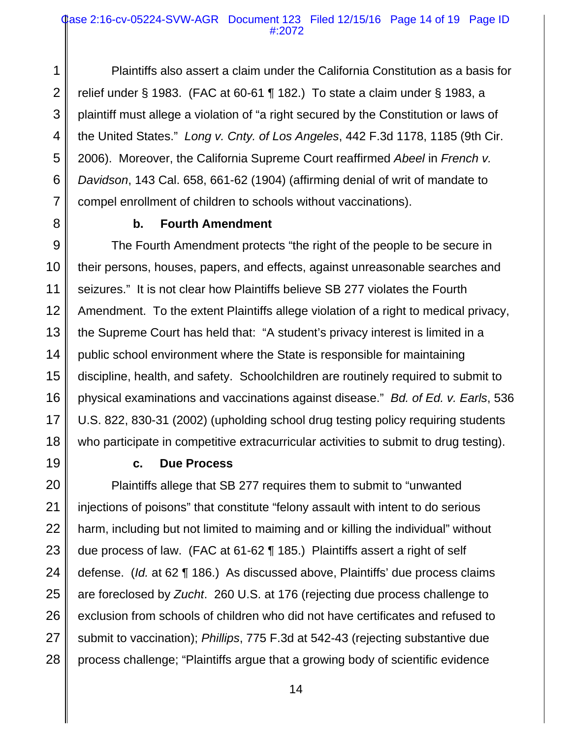Plaintiffs also assert a claim under the California Constitution as a basis for relief under § 1983. (FAC at 60-61 ¶ 182.) To state a claim under § 1983, a plaintiff must allege a violation of "a right secured by the Constitution or laws of the United States." *Long v. Cnty. of Los Angeles*, 442 F.3d 1178, 1185 (9th Cir. 2006). Moreover, the California Supreme Court reaffirmed *Abeel* in *French v. Davidson*, 143 Cal. 658, 661-62 (1904) (affirming denial of writ of mandate to compel enrollment of children to schools without vaccinations).

**b. Fourth Amendment**

The Fourth Amendment protects "the right of the people to be secure in their persons, houses, papers, and effects, against unreasonable searches and seizures." It is not clear how Plaintiffs believe SB 277 violates the Fourth Amendment. To the extent Plaintiffs allege violation of a right to medical privacy, the Supreme Court has held that: "A student's privacy interest is limited in a public school environment where the State is responsible for maintaining discipline, health, and safety. Schoolchildren are routinely required to submit to physical examinations and vaccinations against disease." *Bd. of Ed. v. Earls*, 536 U.S. 822, 830-31 (2002) (upholding school drug testing policy requiring students who participate in competitive extracurricular activities to submit to drug testing).

**c. Due Process**

Plaintiffs allege that SB 277 requires them to submit to "unwanted injections of poisons" that constitute "felony assault with intent to do serious harm, including but not limited to maiming and or killing the individual" without due process of law. (FAC at 61-62 ¶ 185.) Plaintiffs assert a right of self defense. (*Id.* at 62 ¶ 186.) As discussed above, Plaintiffs' due process claims are foreclosed by *Zucht*. 260 U.S. at 176 (rejecting due process challenge to exclusion from schools of children who did not have certificates and refused to submit to vaccination); *Phillips*, 775 F.3d at 542-43 (rejecting substantive due process challenge; "Plaintiffs argue that a growing body of scientific evidence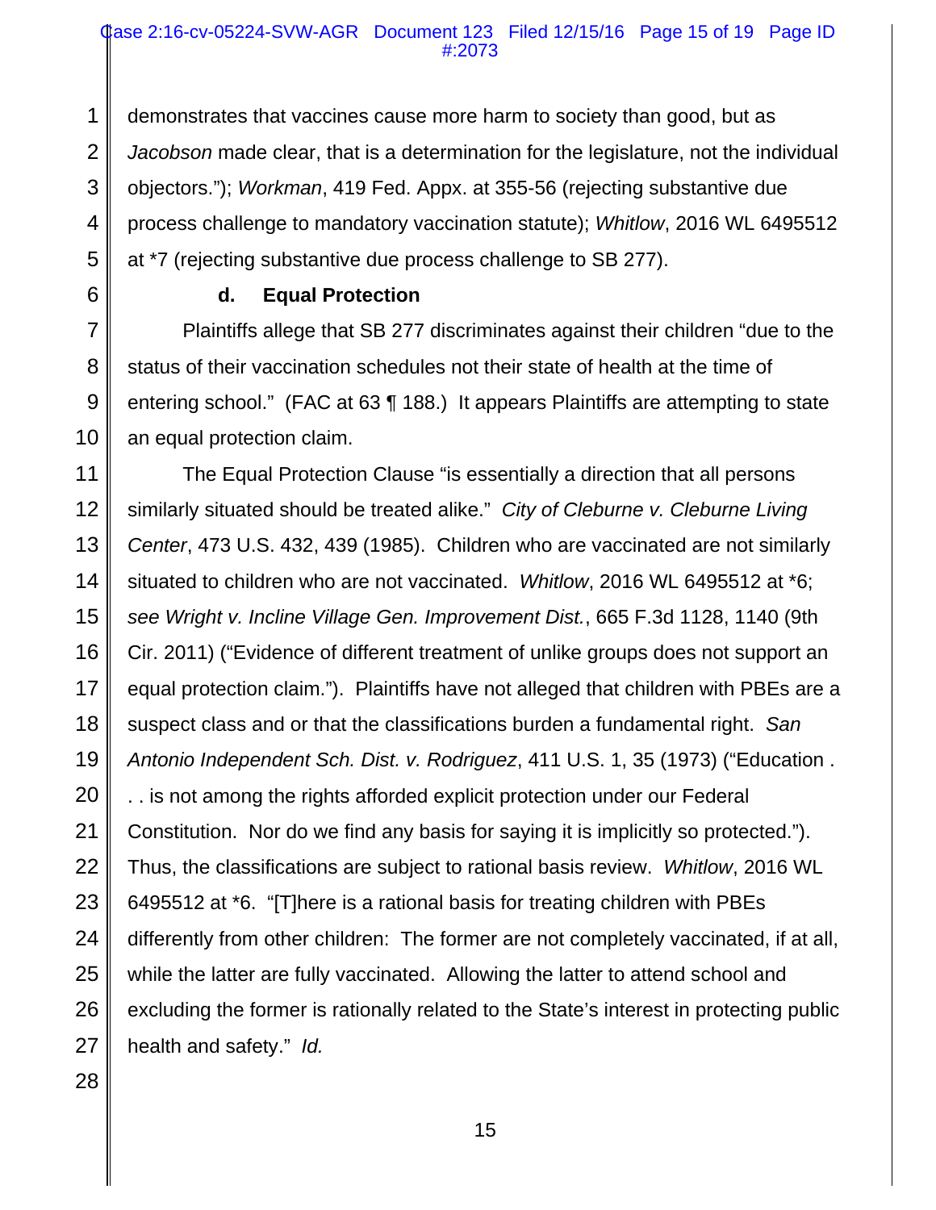demonstrates that vaccines cause more harm to society than good, but as *Jacobson* made clear, that is a determination for the legislature, not the individual objectors."); *Workman*, 419 Fed. Appx. at 355-56 (rejecting substantive due process challenge to mandatory vaccination statute); *Whitlow*, 2016 WL 6495512 at *7 (rejecting substantive due process challenge to SB 277).

**d. Equal Protection**

Plaintiffs allege that SB 277 discriminates against their children "due to the status of their vaccination schedules not their state of health at the time of entering school." (FAC at 63 ¶ 188.) It appears Plaintiffs are attempting to state an equal protection claim.

The Equal Protection Clause "is essentially a direction that all persons similarly situated should be treated alike." *City of Cleburne v. Cleburne Living Center*, 473 U.S. 432, 439 (1985). Children who are vaccinated are not similarly situated to children who are not vaccinated. *Whitlow*, 2016 WL 6495512 at *6; *see Wright v. Incline Village Gen. Improvement Dist.*, 665 F.3d 1128, 1140 (9th Cir. 2011) ("Evidence of different treatment of unlike groups does not support an equal protection claim."). Plaintiffs have not alleged that children with PBEs are a suspect class and or that the classifications burden a fundamental right. *San Antonio Independent Sch. Dist. v. Rodriguez*, 411 U.S. 1, 35 (1973) ("Education . . . is not among the rights afforded explicit protection under our Federal Constitution. Nor do we find any basis for saying it is implicitly so protected."). Thus, the classifications are subject to rational basis review. *Whitlow*, 2016 WL 6495512 at *6. "[T]here is a rational basis for treating children with PBEs differently from other children: The former are not completely vaccinated, if at all, while the latter are fully vaccinated. Allowing the latter to attend school and excluding the former is rationally related to the State's interest in protecting public health and safety." *Id.*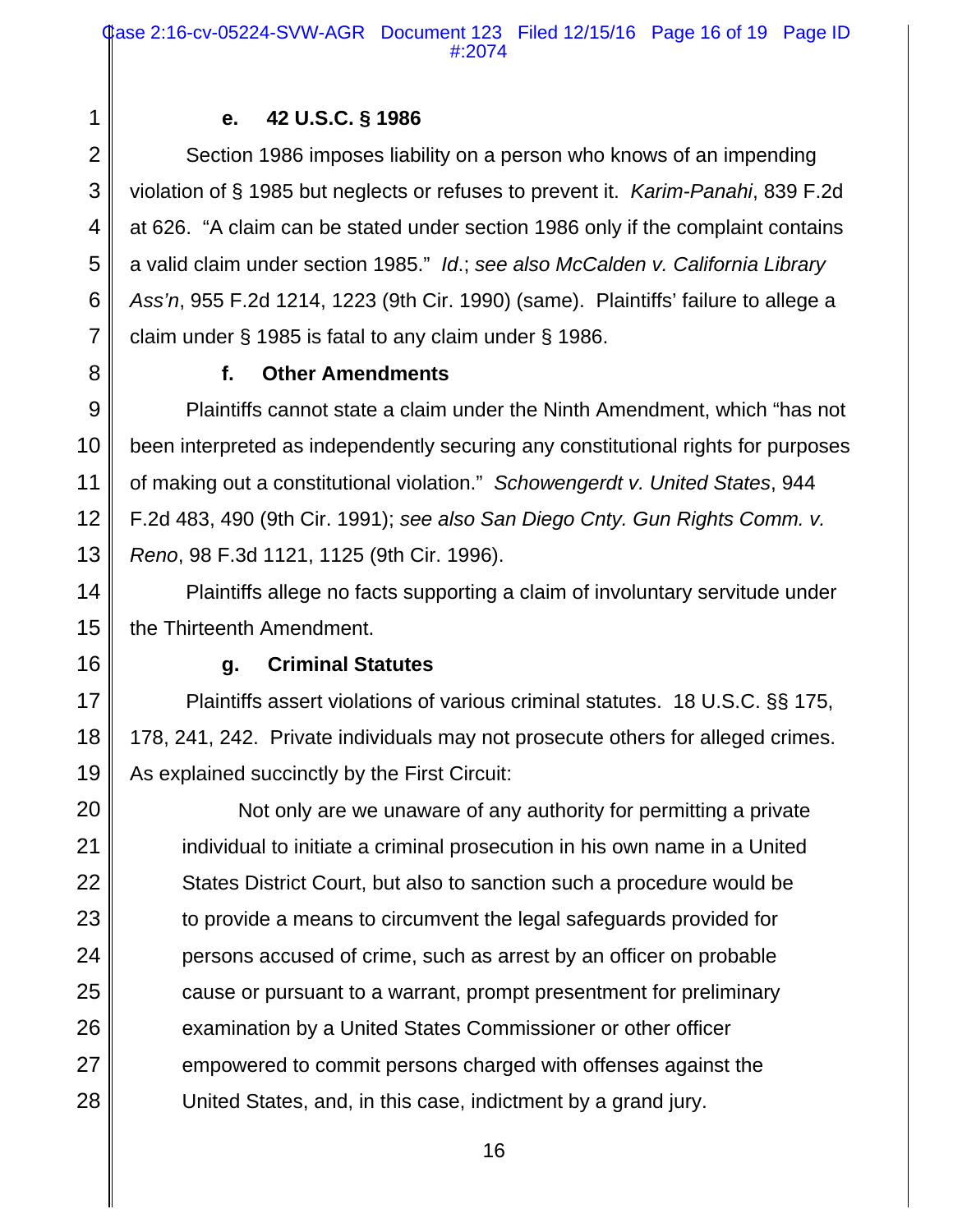#### e. 42 U.S.C. § 1986

Section 1986 imposes liability on a person who knows of an impending violation of § 1985 but neglects or refuses to prevent it. *Karim-Panahi*, 839 F.2d at 626. "A claim can be stated under section 1986 only if the complaint contains a valid claim under section 1985." *Id.*; *see also McCalden v. California Library Ass'n*, 955 F.2d 1214, 1223 (9th Cir. 1990) (same). Plaintiffs' failure to allege a claim under § 1985 is fatal to any claim under § 1986.

#### f. Other Amendments

Plaintiffs cannot state a claim under the Ninth Amendment, which "has not been interpreted as independently securing any constitutional rights for purposes of making out a constitutional violation." *Schowengerdt v. United States*, 944 F.2d 483, 490 (9th Cir. 1991); *see also San Diego Cnty. Gun Rights Comm. v. Reno*, 98 F.3d 1121, 1125 (9th Cir. 1996).

Plaintiffs allege no facts supporting a claim of involuntary servitude under the Thirteenth Amendment.

#### g. Criminal Statutes

Plaintiffs assert violations of various criminal statutes. 18 U.S.C. §§ 175, 178, 241, 242. Private individuals may not prosecute others for alleged crimes. As explained succinctly by the First Circuit:

> Not only are we unaware of any authority for permitting a private individual to initiate a criminal prosecution in his own name in a United States District Court, but also to sanction such a procedure would be to provide a means to circumvent the legal safeguards provided for persons accused of crime, such as arrest by an officer on probable cause or pursuant to a warrant, prompt presentment for preliminary examination by a United States Commissioner or other officer empowered to commit persons charged with offenses against the United States, and, in this case, indictment by a grand jury.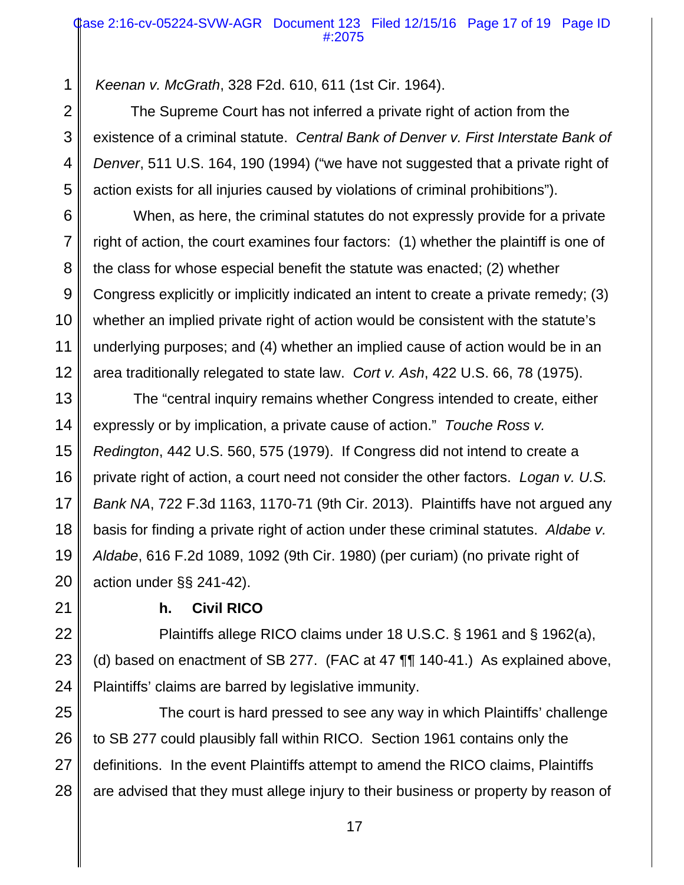*Keenan v. McGrath*, 328 F2d. 610, 611 (1st Cir. 1964).

The Supreme Court has not inferred a private right of action from the existence of a criminal statute. *Central Bank of Denver v. First Interstate Bank of Denver*, 511 U.S. 164, 190 (1994) ("we have not suggested that a private right of action exists for all injuries caused by violations of criminal prohibitions").

When, as here, the criminal statutes do not expressly provide for a private right of action, the court examines four factors: (1) whether the plaintiff is one of the class for whose especial benefit the statute was enacted; (2) whether Congress explicitly or implicitly indicated an intent to create a private remedy; (3) whether an implied private right of action would be consistent with the statute's underlying purposes; and (4) whether an implied cause of action would be in an area traditionally relegated to state law. *Cort v. Ash*, 422 U.S. 66, 78 (1975).

The "central inquiry remains whether Congress intended to create, either expressly or by implication, a private cause of action." *Touche Ross v. Redington*, 442 U.S. 560, 575 (1979). If Congress did not intend to create a private right of action, a court need not consider the other factors. *Logan v. U.S. Bank NA*, 722 F.3d 1163, 1170-71 (9th Cir. 2013). Plaintiffs have not argued any basis for finding a private right of action under these criminal statutes. *Aldabe v. Aldabe*, 616 F.2d 1089, 1092 (9th Cir. 1980) (per curiam) (no private right of action under §§ 241-42).

**h. Civil RICO**

Plaintiffs allege RICO claims under 18 U.S.C. § 1961 and § 1962(a), (d) based on enactment of SB 277. (FAC at 47 ¶¶ 140-41.) As explained above, Plaintiffs' claims are barred by legislative immunity.

The court is hard pressed to see any way in which Plaintiffs' challenge to SB 277 could plausibly fall within RICO. Section 1961 contains only the definitions. In the event Plaintiffs attempt to amend the RICO claims, Plaintiffs are advised that they must allege injury to their business or property by reason of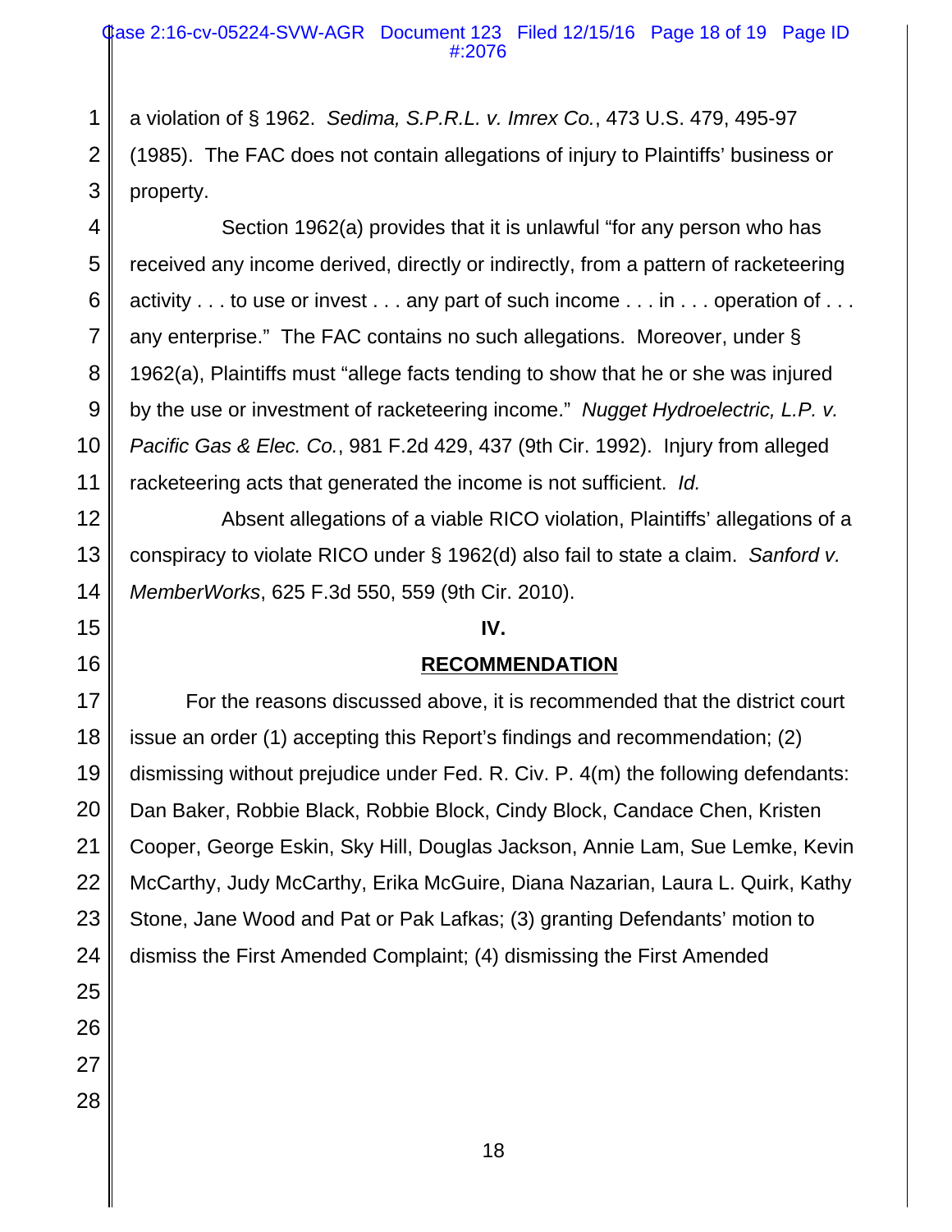a violation of § 1962. *Sedima, S.P.R.L. v. Imrex Co.*, 473 U.S. 479, 495-97 (1985). The FAC does not contain allegations of injury to Plaintiffs' business or property.

Section 1962(a) provides that it is unlawful "for any person who has received any income derived, directly or indirectly, from a pattern of racketeering activity . . . to use or invest . . . any part of such income . . . in . . . operation of . . . any enterprise." The FAC contains no such allegations. Moreover, under § 1962(a), Plaintiffs must "allege facts tending to show that he or she was injured by the use or investment of racketeering income." *Nugget Hydroelectric, L.P. v. Pacific Gas & Elec. Co.*, 981 F.2d 429, 437 (9th Cir. 1992). Injury from alleged racketeering acts that generated the income is not sufficient. *Id.*

Absent allegations of a viable RICO violation, Plaintiffs' allegations of a conspiracy to violate RICO under § 1962(d) also fail to state a claim. *Sanford v. MemberWorks*, 625 F.3d 550, 559 (9th Cir. 2010).

## IV.

## RECOMMENDATION

For the reasons discussed above, it is recommended that the district court issue an order (1) accepting this Report's findings and recommendation; (2) dismissing without prejudice under Fed. R. Civ. P. 4(m) the following defendants: Dan Baker, Robbie Black, Robbie Block, Cindy Block, Candace Chen, Kristen Cooper, George Eskin, Sky Hill, Douglas Jackson, Annie Lam, Sue Lemke, Kevin McCarthy, Judy McCarthy, Erika McGuire, Diana Nazarian, Laura L. Quirk, Kathy Stone, Jane Wood and Pat or Pak Lafkas; (3) granting Defendants' motion to dismiss the First Amended Complaint; (4) dismissing the First Amended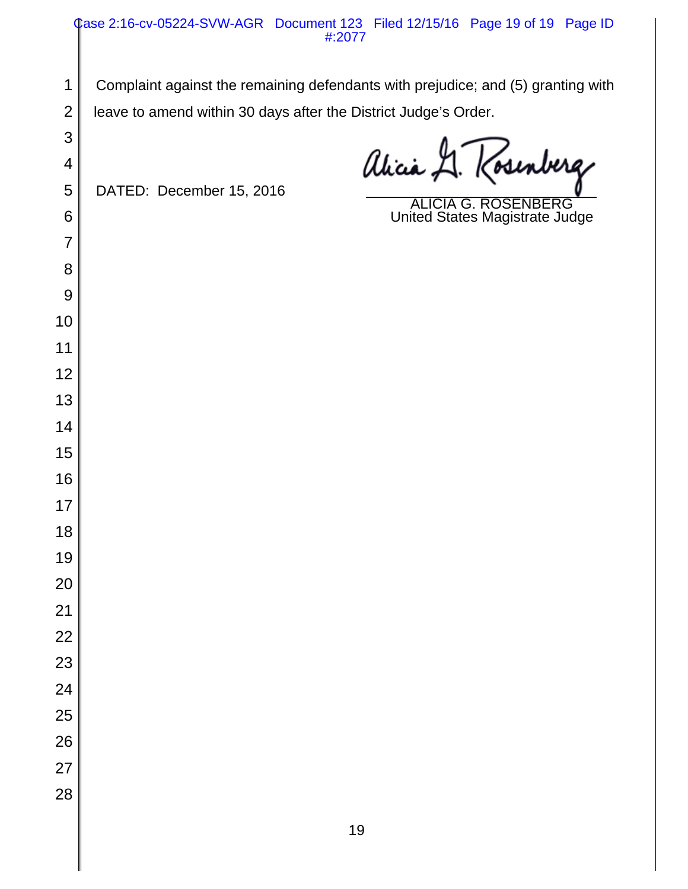Complaint against the remaining defendants with prejudice; and (5) granting with leave to amend within 30 days after the District Judge's Order.

DATED: December 15, 2016

ALICIA G. ROSENBERG
United States Magistrate Judge